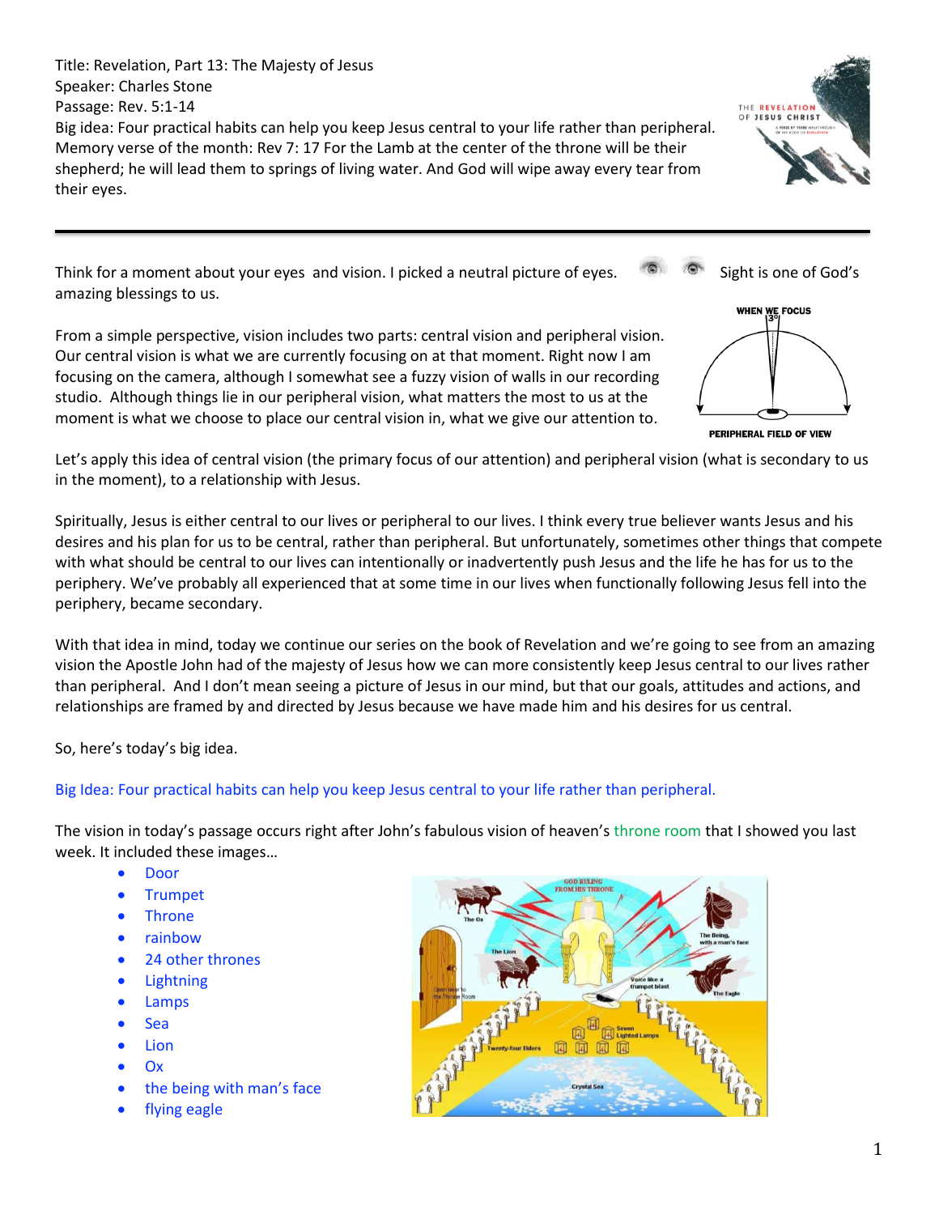Title: Revelation, Part 13: The Majesty of Jesus
Speaker: Charles Stone
Passage: Rev. 5:1-14
Big idea: Four practical habits can help you keep Jesus central to your life rather than peripheral.
Memory verse of the month: Rev 7: 17 For the Lamb at the center of the throne will be their shepherd; he will lead them to springs of living water. And God will wipe away every tear from their eyes.

---

Think for a moment about your eyes and vision. I picked a neutral picture of eyes. Sight is one of God's amazing blessings to us.

From a simple perspective, vision includes two parts: central vision and peripheral vision. Our central vision is what we are currently focusing on at that moment. Right now I am focusing on the camera, although I somewhat see a fuzzy vision of walls in our recording studio. Although things lie in our peripheral vision, what matters the most to us at the moment is what we choose to place our central vision in, what we give our attention to.

Let's apply this idea of central vision (the primary focus of our attention) and peripheral vision (what is secondary to us in the moment), to a relationship with Jesus.

Spiritually, Jesus is either central to our lives or peripheral to our lives. I think every true believer wants Jesus and his desires and his plan for us to be central, rather than peripheral. But unfortunately, sometimes other things that compete with what should be central to our lives can intentionally or inadvertently push Jesus and the life he has for us to the periphery. We've probably all experienced that at some time in our lives when functionally following Jesus fell into the periphery, became secondary.

With that idea in mind, today we continue our series on the book of Revelation and we're going to see from an amazing vision the Apostle John had of the majesty of Jesus how we can more consistently keep Jesus central to our lives rather than peripheral. And I don't mean seeing a picture of Jesus in our mind, but that our goals, attitudes and actions, and relationships are framed by and directed by Jesus because we have made him and his desires for us central.

So, here's today's big idea.

Big Idea: Four practical habits can help you keep Jesus central to your life rather than peripheral.

The vision in today's passage occurs right after John's fabulous vision of heaven's throne room that I showed you last week. It included these images…

- Door
- Trumpet
- Throne
- rainbow
- 24 other thrones
- Lightning
- Lamps
- Sea
- Lion
- Ox
- the being with man's face
- flying eagle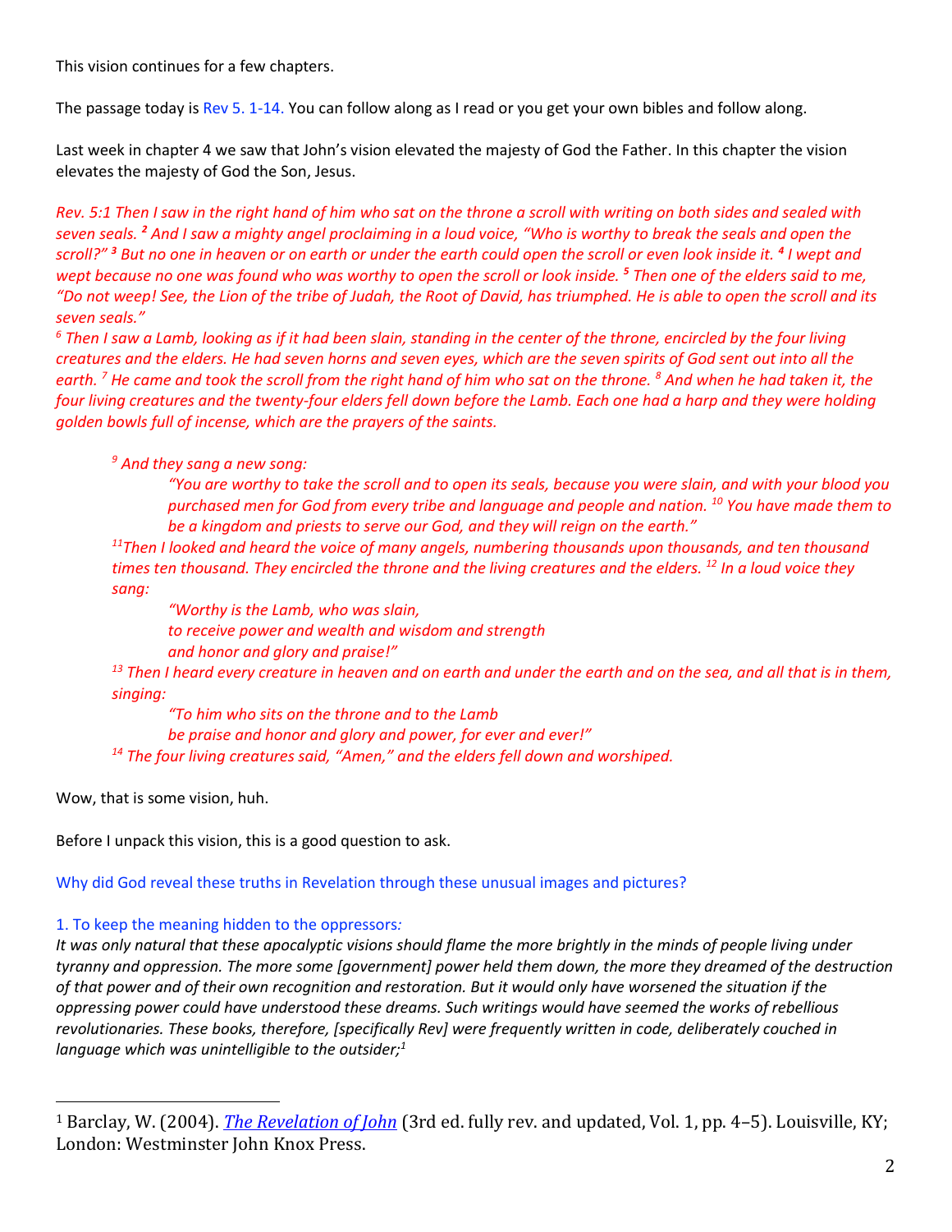This vision continues for a few chapters.

The passage today is Rev 5. 1-14. You can follow along as I read or you get your own bibles and follow along.

Last week in chapter 4 we saw that John's vision elevated the majesty of God the Father. In this chapter the vision elevates the majesty of God the Son, Jesus.

*Rev. 5:1 Then I saw in the right hand of him who sat on the throne a scroll with writing on both sides and sealed with seven seals.* ***2*** *And I saw a mighty angel proclaiming in a loud voice, "Who is worthy to break the seals and open the scroll?"* ***3*** *But no one in heaven or on earth or under the earth could open the scroll or even look inside it.* ***4*** *I wept and wept because no one was found who was worthy to open the scroll or look inside.* ***5*** *Then one of the elders said to me, "Do not weep! See, the Lion of the tribe of Judah, the Root of David, has triumphed. He is able to open the scroll and its seven seals."*

*6 Then I saw a Lamb, looking as if it had been slain, standing in the center of the throne, encircled by the four living creatures and the elders. He had seven horns and seven eyes, which are the seven spirits of God sent out into all the earth. 7 He came and took the scroll from the right hand of him who sat on the throne. 8 And when he had taken it, the four living creatures and the twenty-four elders fell down before the Lamb. Each one had a harp and they were holding golden bowls full of incense, which are the prayers of the saints.*

> *9 And they sang a new song:*
>
> > *"You are worthy to take the scroll and to open its seals, because you were slain, and with your blood you purchased men for God from every tribe and language and people and nation. 10 You have made them to be a kingdom and priests to serve our God, and they will reign on the earth."*
>
> *11Then I looked and heard the voice of many angels, numbering thousands upon thousands, and ten thousand times ten thousand. They encircled the throne and the living creatures and the elders. 12 In a loud voice they sang:*
>
> > *"Worthy is the Lamb, who was slain,*
> > *to receive power and wealth and wisdom and strength*
> > *and honor and glory and praise!"*
>
> *13 Then I heard every creature in heaven and on earth and under the earth and on the sea, and all that is in them, singing:*
>
> > *"To him who sits on the throne and to the Lamb*
> > *be praise and honor and glory and power, for ever and ever!"*
>
> *14 The four living creatures said, "Amen," and the elders fell down and worshiped.*

Wow, that is some vision, huh.

Before I unpack this vision, this is a good question to ask.

Why did God reveal these truths in Revelation through these unusual images and pictures?

1. To keep the meaning hidden to the oppressors*:*

*It was only natural that these apocalyptic visions should flame the more brightly in the minds of people living under tyranny and oppression. The more some [government] power held them down, the more they dreamed of the destruction of that power and of their own recognition and restoration. But it would only have worsened the situation if the oppressing power could have understood these dreams. Such writings would have seemed the works of rebellious revolutionaries. These books, therefore, [specifically Rev] were frequently written in code, deliberately couched in language which was unintelligible to the outsider;*[1]

---

[1] Barclay, W. (2004). *The Revelation of John* (3rd ed. fully rev. and updated, Vol. 1, pp. 4–5). Louisville, KY; London: Westminster John Knox Press.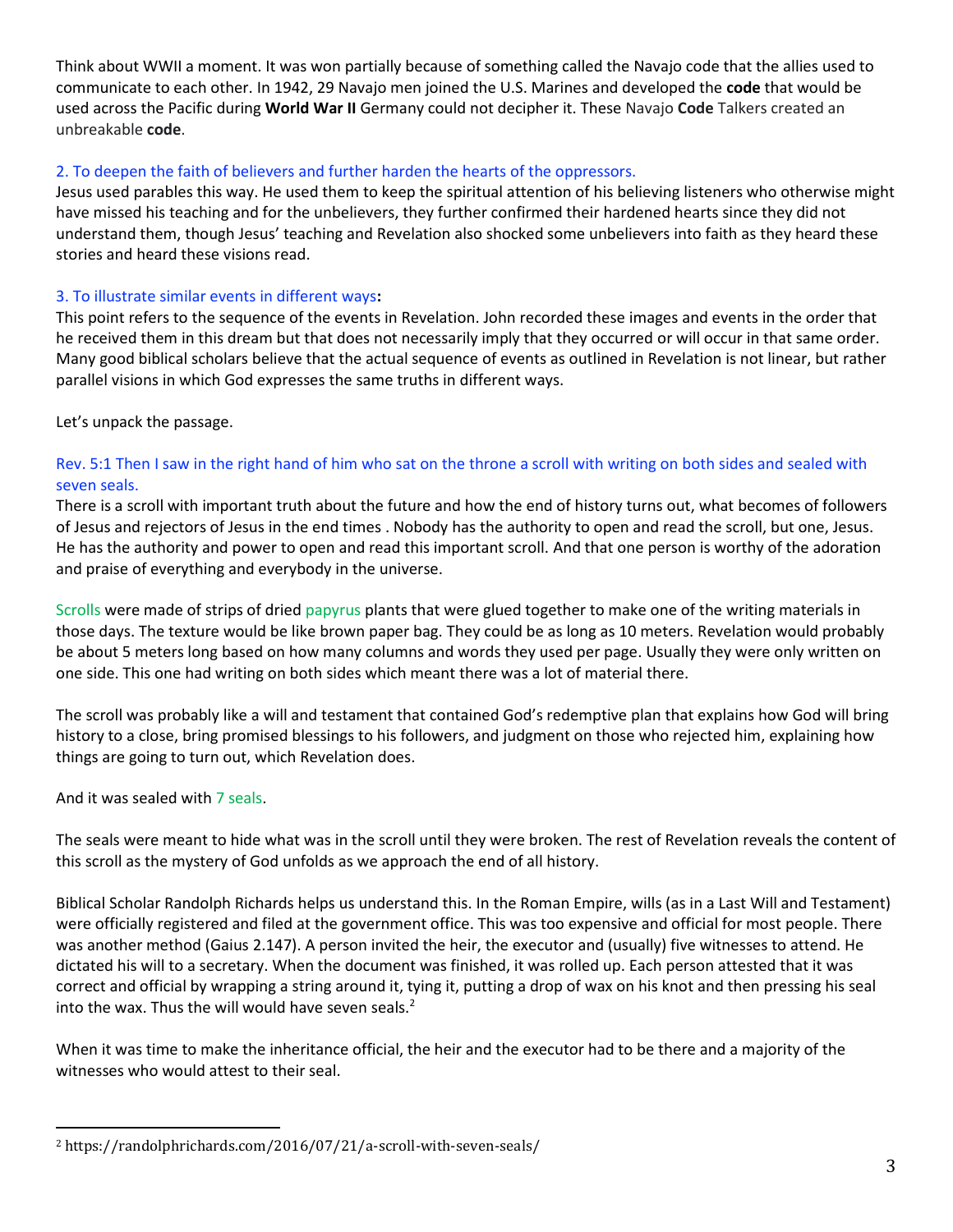Think about WWII a moment. It was won partially because of something called the Navajo code that the allies used to communicate to each other. In 1942, 29 Navajo men joined the U.S. Marines and developed the **code** that would be used across the Pacific during **World War II** Germany could not decipher it. These Navajo **Code** Talkers created an unbreakable **code**.

2. To deepen the faith of believers and further harden the hearts of the oppressors.

Jesus used parables this way. He used them to keep the spiritual attention of his believing listeners who otherwise might have missed his teaching and for the unbelievers, they further confirmed their hardened hearts since they did not understand them, though Jesus' teaching and Revelation also shocked some unbelievers into faith as they heard these stories and heard these visions read.

3. To illustrate similar events in different ways**:**

This point refers to the sequence of the events in Revelation. John recorded these images and events in the order that he received them in this dream but that does not necessarily imply that they occurred or will occur in that same order. Many good biblical scholars believe that the actual sequence of events as outlined in Revelation is not linear, but rather parallel visions in which God expresses the same truths in different ways.

Let's unpack the passage.

Rev. 5:1 Then I saw in the right hand of him who sat on the throne a scroll with writing on both sides and sealed with seven seals.

There is a scroll with important truth about the future and how the end of history turns out, what becomes of followers of Jesus and rejectors of Jesus in the end times . Nobody has the authority to open and read the scroll, but one, Jesus. He has the authority and power to open and read this important scroll. And that one person is worthy of the adoration and praise of everything and everybody in the universe.

Scrolls were made of strips of dried papyrus plants that were glued together to make one of the writing materials in those days. The texture would be like brown paper bag. They could be as long as 10 meters. Revelation would probably be about 5 meters long based on how many columns and words they used per page. Usually they were only written on one side. This one had writing on both sides which meant there was a lot of material there.

The scroll was probably like a will and testament that contained God's redemptive plan that explains how God will bring history to a close, bring promised blessings to his followers, and judgment on those who rejected him, explaining how things are going to turn out, which Revelation does.

And it was sealed with 7 seals.

The seals were meant to hide what was in the scroll until they were broken. The rest of Revelation reveals the content of this scroll as the mystery of God unfolds as we approach the end of all history.

Biblical Scholar Randolph Richards helps us understand this. In the Roman Empire, wills (as in a Last Will and Testament) were officially registered and filed at the government office. This was too expensive and official for most people. There was another method (Gaius 2.147). A person invited the heir, the executor and (usually) five witnesses to attend. He dictated his will to a secretary. When the document was finished, it was rolled up. Each person attested that it was correct and official by wrapping a string around it, tying it, putting a drop of wax on his knot and then pressing his seal into the wax. Thus the will would have seven seals.[2]

When it was time to make the inheritance official, the heir and the executor had to be there and a majority of the witnesses who would attest to their seal.

[2] https://randolphrichards.com/2016/07/21/a-scroll-with-seven-seals/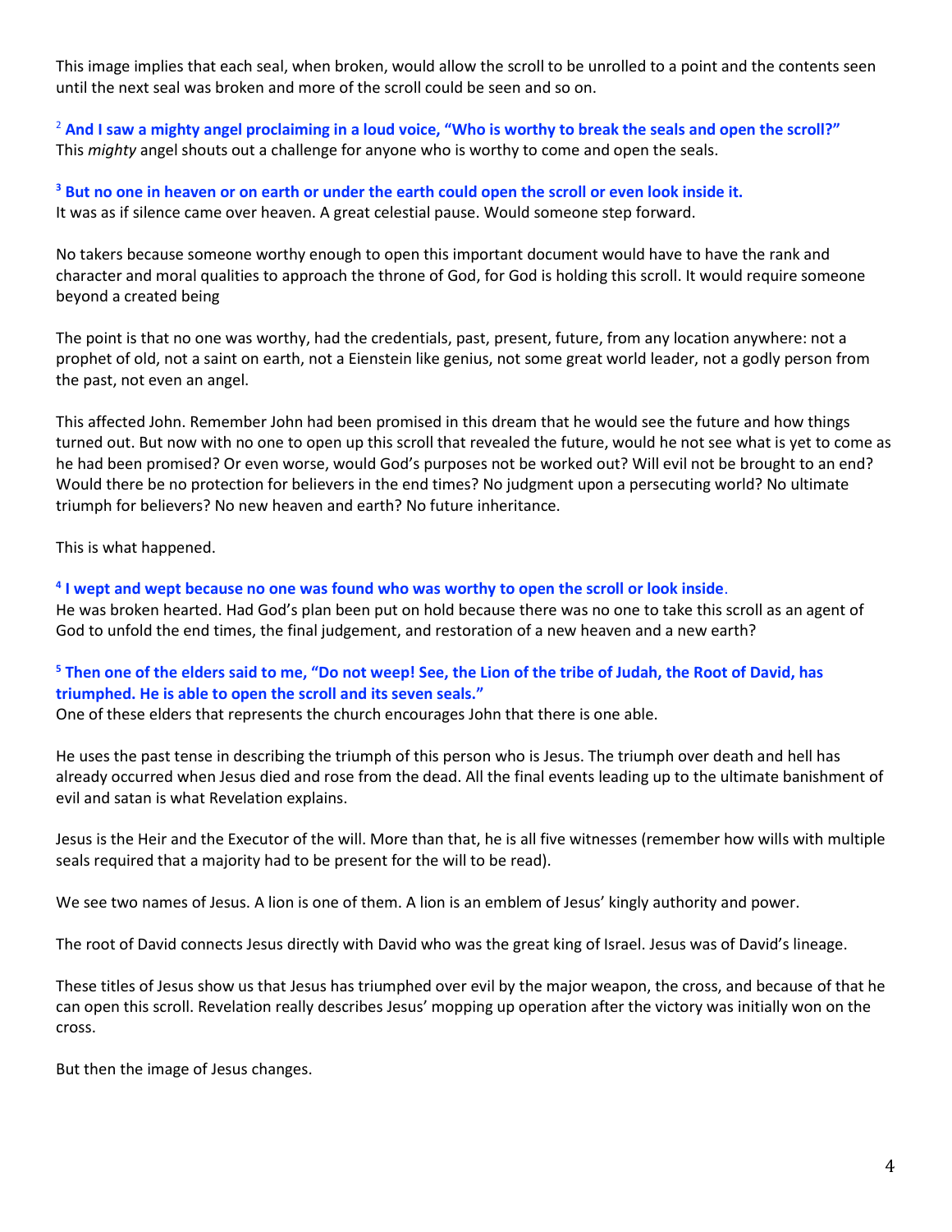This image implies that each seal, when broken, would allow the scroll to be unrolled to a point and the contents seen until the next seal was broken and more of the scroll could be seen and so on.

[2] **And I saw a mighty angel proclaiming in a loud voice, "Who is worthy to break the seals and open the scroll?"**
This *mighty* angel shouts out a challenge for anyone who is worthy to come and open the seals.

[3] **But no one in heaven or on earth or under the earth could open the scroll or even look inside it.**
It was as if silence came over heaven. A great celestial pause. Would someone step forward.

No takers because someone worthy enough to open this important document would have to have the rank and character and moral qualities to approach the throne of God, for God is holding this scroll. It would require someone beyond a created being

The point is that no one was worthy, had the credentials, past, present, future, from any location anywhere: not a prophet of old, not a saint on earth, not a Eienstein like genius, not some great world leader, not a godly person from the past, not even an angel.

This affected John. Remember John had been promised in this dream that he would see the future and how things turned out. But now with no one to open up this scroll that revealed the future, would he not see what is yet to come as he had been promised? Or even worse, would God's purposes not be worked out? Will evil not be brought to an end? Would there be no protection for believers in the end times? No judgment upon a persecuting world? No ultimate triumph for believers? No new heaven and earth? No future inheritance.

This is what happened.

[4] **I wept and wept because no one was found who was worthy to open the scroll or look inside**.
He was broken hearted. Had God's plan been put on hold because there was no one to take this scroll as an agent of God to unfold the end times, the final judgement, and restoration of a new heaven and a new earth?

[5] **Then one of the elders said to me, "Do not weep! See, the Lion of the tribe of Judah, the Root of David, has triumphed. He is able to open the scroll and its seven seals."**
One of these elders that represents the church encourages John that there is one able.

He uses the past tense in describing the triumph of this person who is Jesus. The triumph over death and hell has already occurred when Jesus died and rose from the dead. All the final events leading up to the ultimate banishment of evil and satan is what Revelation explains.

Jesus is the Heir and the Executor of the will. More than that, he is all five witnesses (remember how wills with multiple seals required that a majority had to be present for the will to be read).

We see two names of Jesus. A lion is one of them. A lion is an emblem of Jesus' kingly authority and power.

The root of David connects Jesus directly with David who was the great king of Israel. Jesus was of David's lineage.

These titles of Jesus show us that Jesus has triumphed over evil by the major weapon, the cross, and because of that he can open this scroll. Revelation really describes Jesus' mopping up operation after the victory was initially won on the cross.

But then the image of Jesus changes.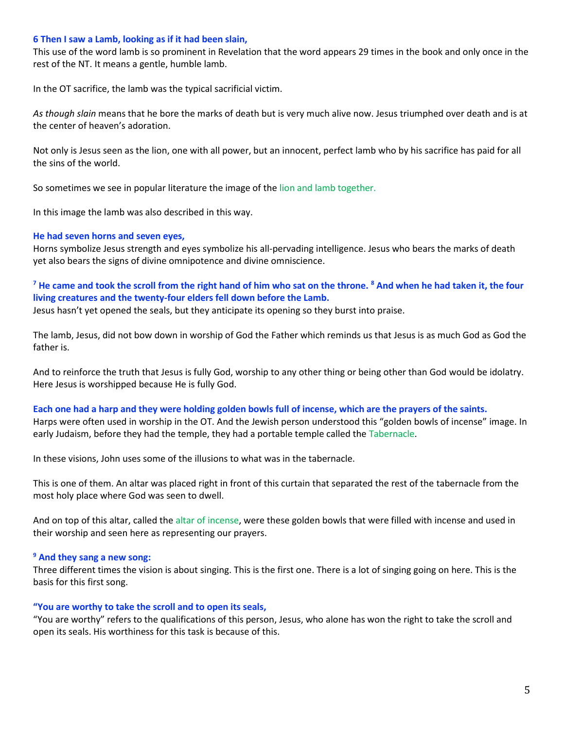**6 Then I saw a Lamb, looking as if it had been slain,**
This use of the word lamb is so prominent in Revelation that the word appears 29 times in the book and only once in the rest of the NT. It means a gentle, humble lamb.

In the OT sacrifice, the lamb was the typical sacrificial victim.

*As though slain* means that he bore the marks of death but is very much alive now. Jesus triumphed over death and is at the center of heaven's adoration.

Not only is Jesus seen as the lion, one with all power, but an innocent, perfect lamb who by his sacrifice has paid for all the sins of the world.

So sometimes we see in popular literature the image of the lion and lamb together.

In this image the lamb was also described in this way.

**He had seven horns and seven eyes,**
Horns symbolize Jesus strength and eyes symbolize his all-pervading intelligence. Jesus who bears the marks of death yet also bears the signs of divine omnipotence and divine omniscience.

**[7] He came and took the scroll from the right hand of him who sat on the throne. [8] And when he had taken it, the four living creatures and the twenty-four elders fell down before the Lamb.**
Jesus hasn't yet opened the seals, but they anticipate its opening so they burst into praise.

The lamb, Jesus, did not bow down in worship of God the Father which reminds us that Jesus is as much God as God the father is.

And to reinforce the truth that Jesus is fully God, worship to any other thing or being other than God would be idolatry. Here Jesus is worshipped because He is fully God.

**Each one had a harp and they were holding golden bowls full of incense, which are the prayers of the saints.**
Harps were often used in worship in the OT. And the Jewish person understood this "golden bowls of incense" image. In early Judaism, before they had the temple, they had a portable temple called the Tabernacle.

In these visions, John uses some of the illusions to what was in the tabernacle.

This is one of them. An altar was placed right in front of this curtain that separated the rest of the tabernacle from the most holy place where God was seen to dwell.

And on top of this altar, called the altar of incense, were these golden bowls that were filled with incense and used in their worship and seen here as representing our prayers.

**[9] And they sang a new song:**
Three different times the vision is about singing. This is the first one. There is a lot of singing going on here. This is the basis for this first song.

**"You are worthy to take the scroll and to open its seals,**
"You are worthy" refers to the qualifications of this person, Jesus, who alone has won the right to take the scroll and open its seals. His worthiness for this task is because of this.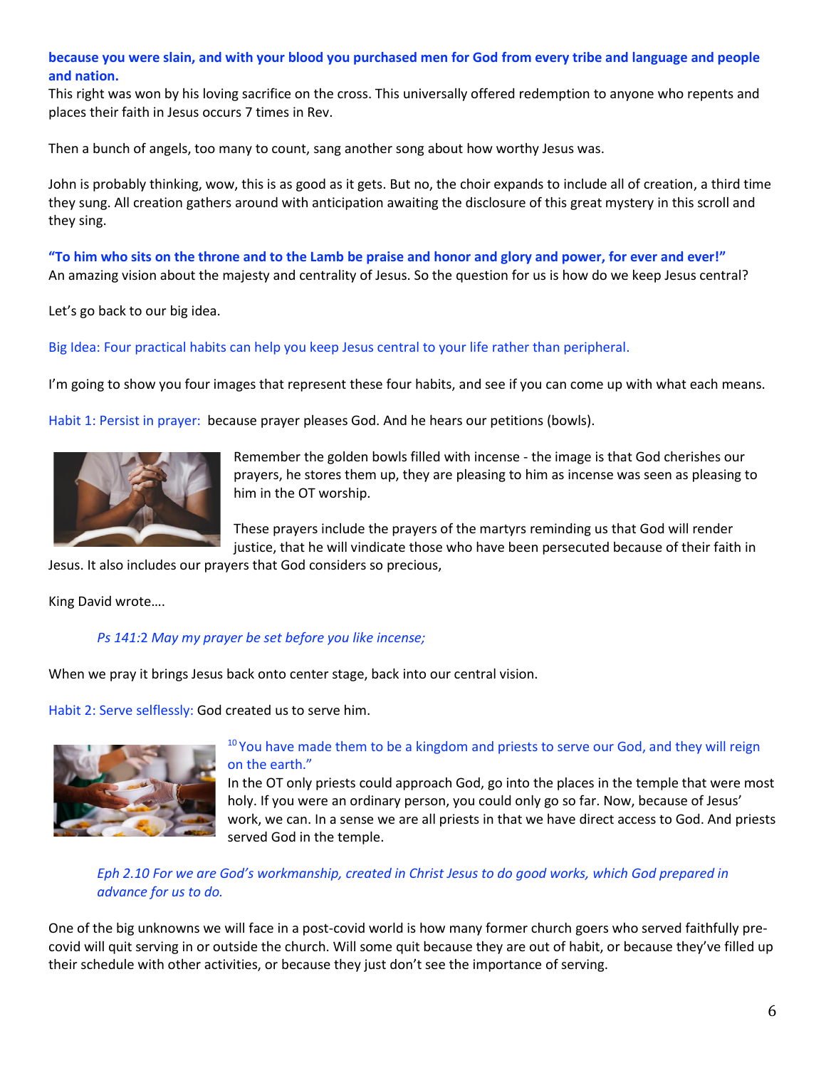**because you were slain, and with your blood you purchased men for God from every tribe and language and people and nation.**

This right was won by his loving sacrifice on the cross. This universally offered redemption to anyone who repents and places their faith in Jesus occurs 7 times in Rev.

Then a bunch of angels, too many to count, sang another song about how worthy Jesus was.

John is probably thinking, wow, this is as good as it gets. But no, the choir expands to include all of creation, a third time they sung. All creation gathers around with anticipation awaiting the disclosure of this great mystery in this scroll and they sing.

**"To him who sits on the throne and to the Lamb be praise and honor and glory and power, for ever and ever!"**

An amazing vision about the majesty and centrality of Jesus. So the question for us is how do we keep Jesus central?

Let's go back to our big idea.

Big Idea: Four practical habits can help you keep Jesus central to your life rather than peripheral.

I'm going to show you four images that represent these four habits, and see if you can come up with what each means.

Habit 1: Persist in prayer: because prayer pleases God. And he hears our petitions (bowls).

Remember the golden bowls filled with incense - the image is that God cherishes our prayers, he stores them up, they are pleasing to him as incense was seen as pleasing to him in the OT worship.

These prayers include the prayers of the martyrs reminding us that God will render justice, that he will vindicate those who have been persecuted because of their faith in Jesus. It also includes our prayers that God considers so precious,

King David wrote….

> *Ps 141:2 May my prayer be set before you like incense;*

When we pray it brings Jesus back onto center stage, back into our central vision.

Habit 2: Serve selflessly: God created us to serve him.

[10] You have made them to be a kingdom and priests to serve our God, and they will reign on the earth."

In the OT only priests could approach God, go into the places in the temple that were most holy. If you were an ordinary person, you could only go so far. Now, because of Jesus' work, we can. In a sense we are all priests in that we have direct access to God. And priests served God in the temple.

> *Eph 2.10 For we are God's workmanship, created in Christ Jesus to do good works, which God prepared in advance for us to do.*

One of the big unknowns we will face in a post-covid world is how many former church goers who served faithfully pre-covid will quit serving in or outside the church. Will some quit because they are out of habit, or because they've filled up their schedule with other activities, or because they just don't see the importance of serving.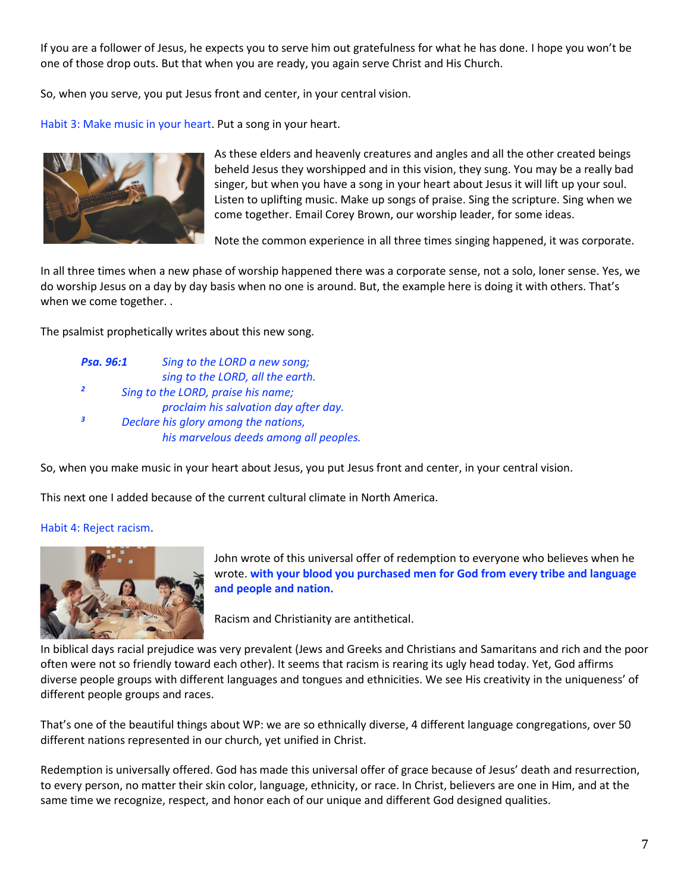If you are a follower of Jesus, he expects you to serve him out gratefulness for what he has done. I hope you won't be one of those drop outs. But that when you are ready, you again serve Christ and His Church.

So, when you serve, you put Jesus front and center, in your central vision.

Habit 3: Make music in your heart. Put a song in your heart.

As these elders and heavenly creatures and angles and all the other created beings beheld Jesus they worshipped and in this vision, they sung. You may be a really bad singer, but when you have a song in your heart about Jesus it will lift up your soul. Listen to uplifting music. Make up songs of praise. Sing the scripture. Sing when we come together. Email Corey Brown, our worship leader, for some ideas.

Note the common experience in all three times singing happened, it was corporate.

In all three times when a new phase of worship happened there was a corporate sense, not a solo, loner sense. Yes, we do worship Jesus on a day by day basis when no one is around. But, the example here is doing it with others. That's when we come together. .

The psalmist prophetically writes about this new song.

> ***Psa. 96:1*** *Sing to the LORD a new song;*
> *sing to the LORD, all the earth.*
> *[2] Sing to the LORD, praise his name;*
> *proclaim his salvation day after day.*
> *[3] Declare his glory among the nations,*
> *his marvelous deeds among all peoples.*

So, when you make music in your heart about Jesus, you put Jesus front and center, in your central vision.

This next one I added because of the current cultural climate in North America.

Habit 4: Reject racism.

John wrote of this universal offer of redemption to everyone who believes when he wrote. **with your blood you purchased men for God from every tribe and language and people and nation.**

Racism and Christianity are antithetical.

In biblical days racial prejudice was very prevalent (Jews and Greeks and Christians and Samaritans and rich and the poor often were not so friendly toward each other). It seems that racism is rearing its ugly head today. Yet, God affirms diverse people groups with different languages and tongues and ethnicities. We see His creativity in the uniqueness' of different people groups and races.

That's one of the beautiful things about WP: we are so ethnically diverse, 4 different language congregations, over 50 different nations represented in our church, yet unified in Christ.

Redemption is universally offered. God has made this universal offer of grace because of Jesus' death and resurrection, to every person, no matter their skin color, language, ethnicity, or race. In Christ, believers are one in Him, and at the same time we recognize, respect, and honor each of our unique and different God designed qualities.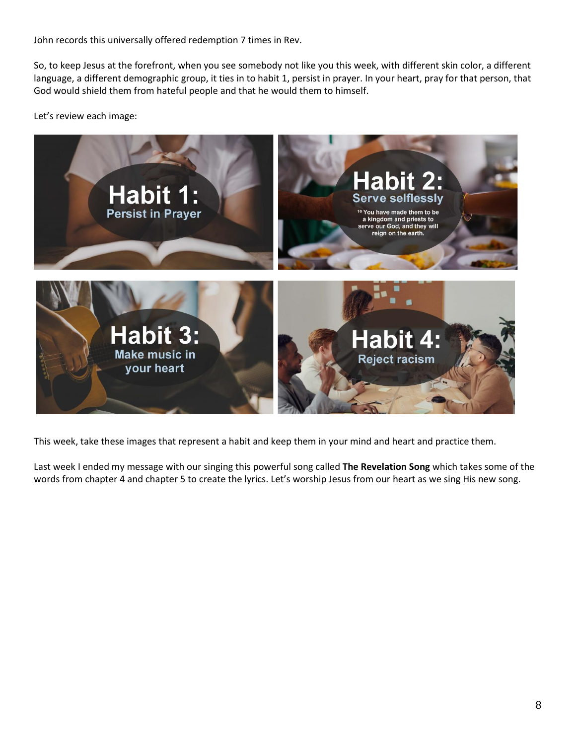John records this universally offered redemption 7 times in Rev.

So, to keep Jesus at the forefront, when you see somebody not like you this week, with different skin color, a different language, a different demographic group, it ties in to habit 1, persist in prayer. In your heart, pray for that person, that God would shield them from hateful people and that he would them to himself.

Let's review each image:

Habit 1:
Persist in Prayer

Habit 2:
Serve selflessly
[10] You have made them to be a kingdom and priests to serve our God, and they will reign on the earth.

Habit 3:
Make music in your heart

Habit 4:
Reject racism

This week, take these images that represent a habit and keep them in your mind and heart and practice them.

Last week I ended my message with our singing this powerful song called **The Revelation Song** which takes some of the words from chapter 4 and chapter 5 to create the lyrics. Let's worship Jesus from our heart as we sing His new song.